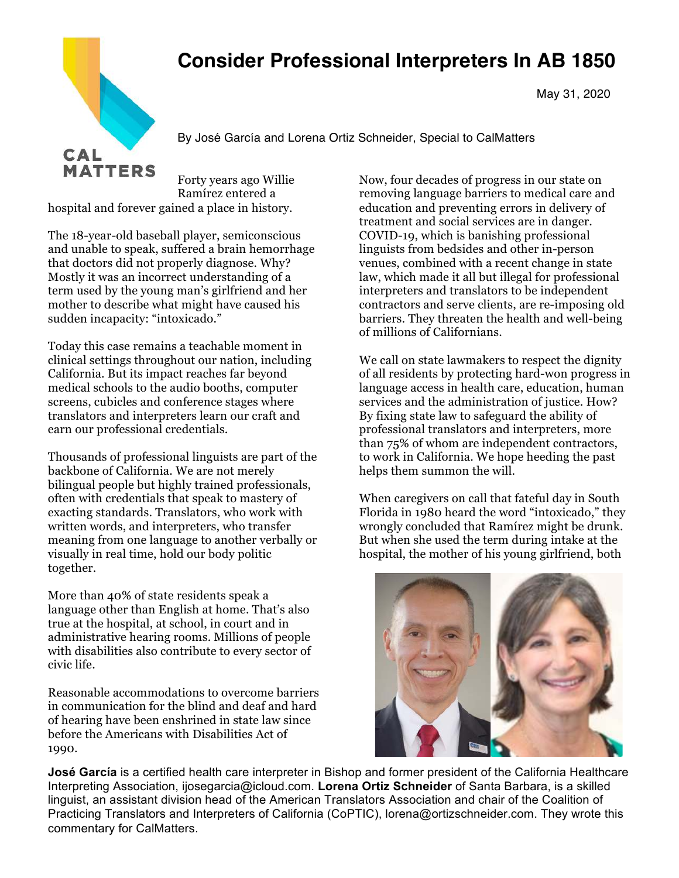# Consider Professional Interpreters In AB 1850

May 31, 2020

By José García and Lorena Ortiz Schneider, Special to CalMatters

Forty years ago Willie Ramírez entered a hospital and forever gained a place in history.

The 18-year-old baseball player, semiconscious and unable to speak, suffered a brain hemorrhage that doctors did not properly diagnose. Why? Mostly it was an incorrect understanding of a term used by the young man's girlfriend and her mother to describe what might have caused his sudden incapacity: "intoxicado."

Today this case remains a teachable moment in clinical settings throughout our nation, including California. But its impact reaches far beyond medical schools to the audio booths, computer screens, cubicles and conference stages where translators and interpreters learn our craft and earn our professional credentials.

Thousands of professional linguists are part of the backbone of California. We are not merely bilingual people but highly trained professionals, often with credentials that speak to mastery of exacting standards. Translators, who work with written words, and interpreters, who transfer meaning from one language to another verbally or visually in real time, hold our body politic together.

More than 40% of state residents speak a language other than English at home. That's also true at the hospital, at school, in court and in administrative hearing rooms. Millions of people with disabilities also contribute to every sector of civic life.

Reasonable accommodations to overcome barriers in communication for the blind and deaf and hard of hearing have been enshrined in state law since before the Americans with Disabilities Act of 1990.

Now, four decades of progress in our state on removing language barriers to medical care and education and preventing errors in delivery of treatment and social services are in danger. COVID-19, which is banishing professional linguists from bedsides and other in-person venues, combined with a recent change in state law, which made it all but illegal for professional interpreters and translators to be independent contractors and serve clients, are re-imposing old barriers. They threaten the health and well-being of millions of Californians.

We call on state lawmakers to respect the dignity of all residents by protecting hard-won progress in language access in health care, education, human services and the administration of justice. How? By fixing state law to safeguard the ability of professional translators and interpreters, more than 75% of whom are independent contractors, to work in California. We hope heeding the past helps them summon the will.

When caregivers on call that fateful day in South Florida in 1980 heard the word "intoxicado," they wrongly concluded that Ramírez might be drunk. But when she used the term during intake at the hospital, the mother of his young girlfriend, both

**José García** is a certified health care interpreter in Bishop and former president of the California Healthcare Interpreting Association, ijosegarcia@icloud.com. **Lorena Ortiz Schneider** of Santa Barbara, is a skilled linguist, an assistant division head of the American Translators Association and chair of the Coalition of Practicing Translators and Interpreters of California (CoPTIC), lorena@ortizschneider.com. They wrote this commentary for CalMatters.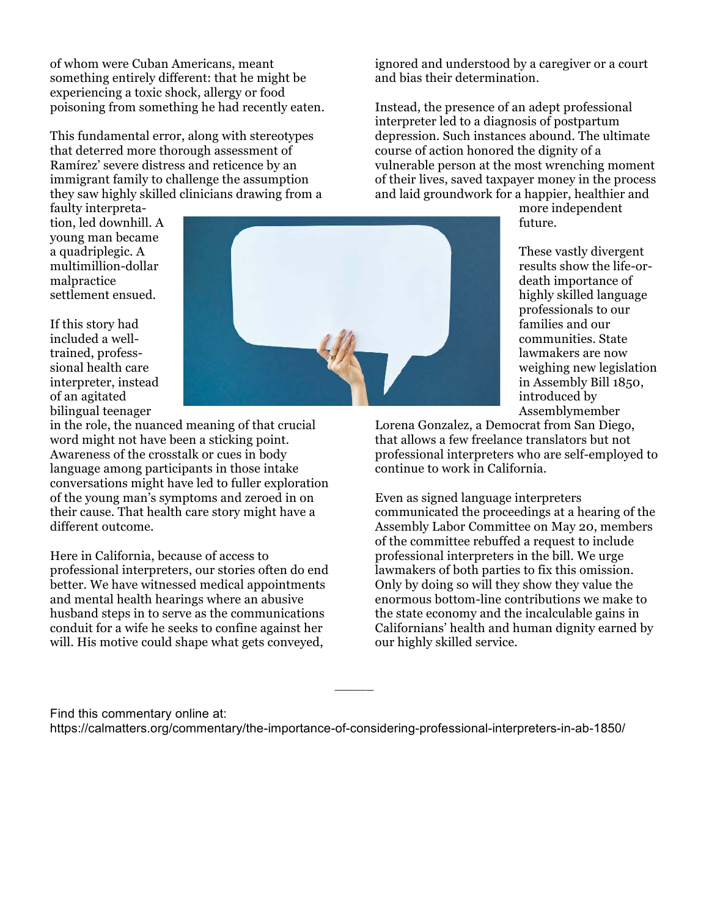of whom were Cuban Americans, meant something entirely different: that he might be experiencing a toxic shock, allergy or food poisoning from something he had recently eaten.

This fundamental error, along with stereotypes that deterred more thorough assessment of Ramírez' severe distress and reticence by an immigrant family to challenge the assumption they saw highly skilled clinicians drawing from a faulty interpretation, led downhill. A young man became a quadriplegic. A multimillion-dollar malpractice settlement ensued.

If this story had included a well-trained, professional health care interpreter, instead of an agitated bilingual teenager in the role, the nuanced meaning of that crucial word might not have been a sticking point. Awareness of the crosstalk or cues in body language among participants in those intake conversations might have led to fuller exploration of the young man's symptoms and zeroed in on their cause. That health care story might have a different outcome.

Here in California, because of access to professional interpreters, our stories often do end better. We have witnessed medical appointments and mental health hearings where an abusive husband steps in to serve as the communications conduit for a wife he seeks to confine against her will. His motive could shape what gets conveyed, ignored and understood by a caregiver or a court and bias their determination.

Instead, the presence of an adept professional interpreter led to a diagnosis of postpartum depression. Such instances abound. The ultimate course of action honored the dignity of a vulnerable person at the most wrenching moment of their lives, saved taxpayer money in the process and laid groundwork for a happier, healthier and more independent future.

These vastly divergent results show the life-or-death importance of highly skilled language professionals to our families and our communities. State lawmakers are now weighing new legislation in Assembly Bill 1850, introduced by Assemblymember Lorena Gonzalez, a Democrat from San Diego, that allows a few freelance translators but not professional interpreters who are self-employed to continue to work in California.

Even as signed language interpreters communicated the proceedings at a hearing of the Assembly Labor Committee on May 20, members of the committee rebuffed a request to include professional interpreters in the bill. We urge lawmakers of both parties to fix this omission. Only by doing so will they show they value the enormous bottom-line contributions we make to the state economy and the incalculable gains in Californians' health and human dignity earned by our highly skilled service.

———

Find this commentary online at:
https://calmatters.org/commentary/the-importance-of-considering-professional-interpreters-in-ab-1850/